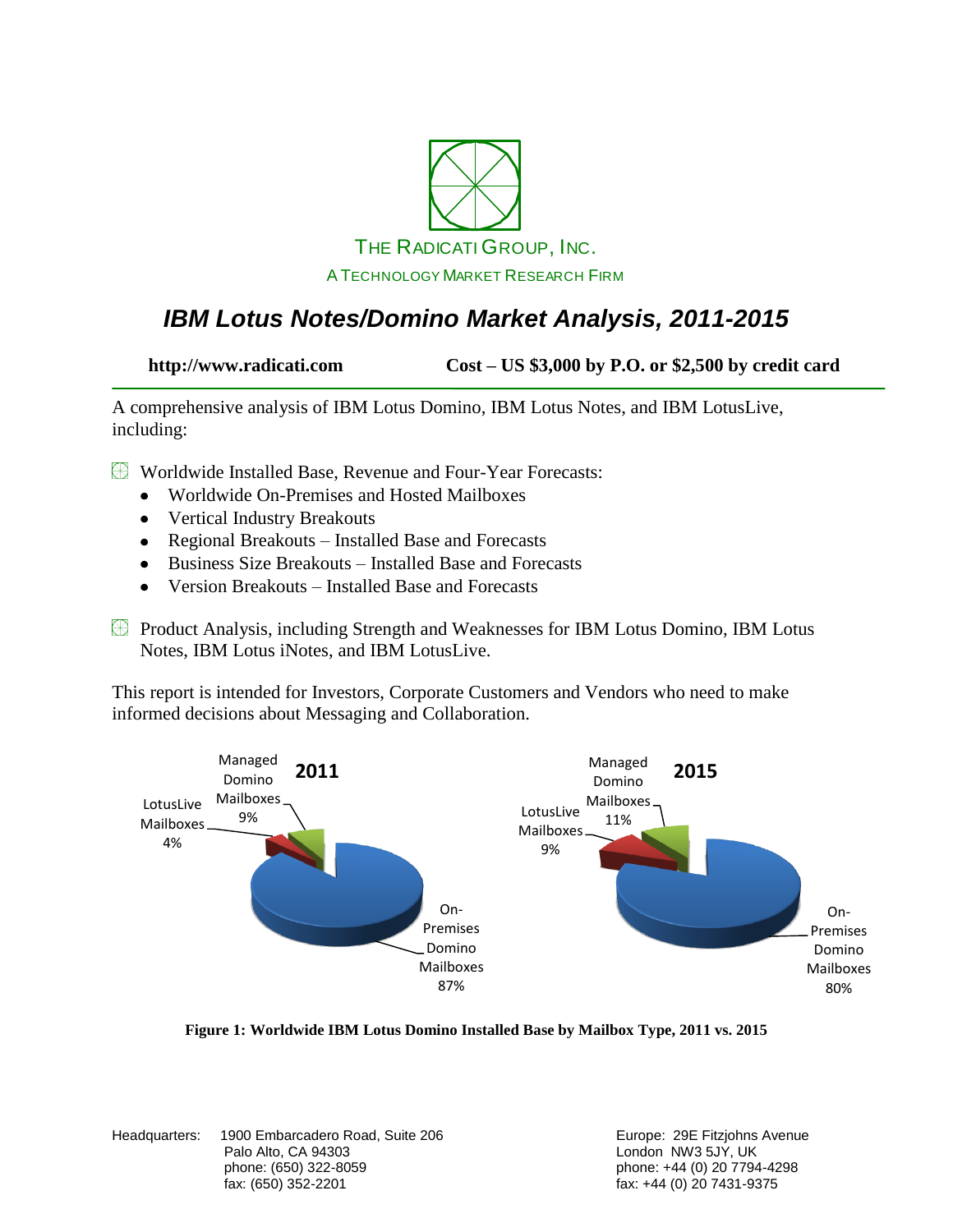THE RADICATI GROUP, INC.

A TECHNOLOGY MARKET RESEARCH FIRM

# *IBM Lotus Notes/Domino Market Analysis, 2011-2015*

**http://www.radicati.com** **Cost – US $3,000 by P.O. or $2,500 by credit card**

A comprehensive analysis of IBM Lotus Domino, IBM Lotus Notes, and IBM LotusLive, including:

- Worldwide Installed Base, Revenue and Four-Year Forecasts:
  - Worldwide On-Premises and Hosted Mailboxes
  - Vertical Industry Breakouts
  - Regional Breakouts – Installed Base and Forecasts
  - Business Size Breakouts – Installed Base and Forecasts
  - Version Breakouts – Installed Base and Forecasts
- Product Analysis, including Strength and Weaknesses for IBM Lotus Domino, IBM Lotus Notes, IBM Lotus iNotes, and IBM LotusLive.

This report is intended for Investors, Corporate Customers and Vendors who need to make informed decisions about Messaging and Collaboration.

| Mailbox Type | 2011 | 2015 |
|---|---|---|
| On-Premises Domino Mailboxes | 87% | 80% |
| Managed Domino Mailboxes | 9% | 11% |
| LotusLive Mailboxes | 4% | 9% |

**Figure 1: Worldwide IBM Lotus Domino Installed Base by Mailbox Type, 2011 vs. 2015**

Headquarters: 1900 Embarcadero Road, Suite 206
Palo Alto, CA 94303
phone: (650) 322-8059
fax: (650) 352-2201

Europe: 29E Fitzjohns Avenue
London NW3 5JY, UK
phone: +44 (0) 20 7794-4298
fax: +44 (0) 20 7431-9375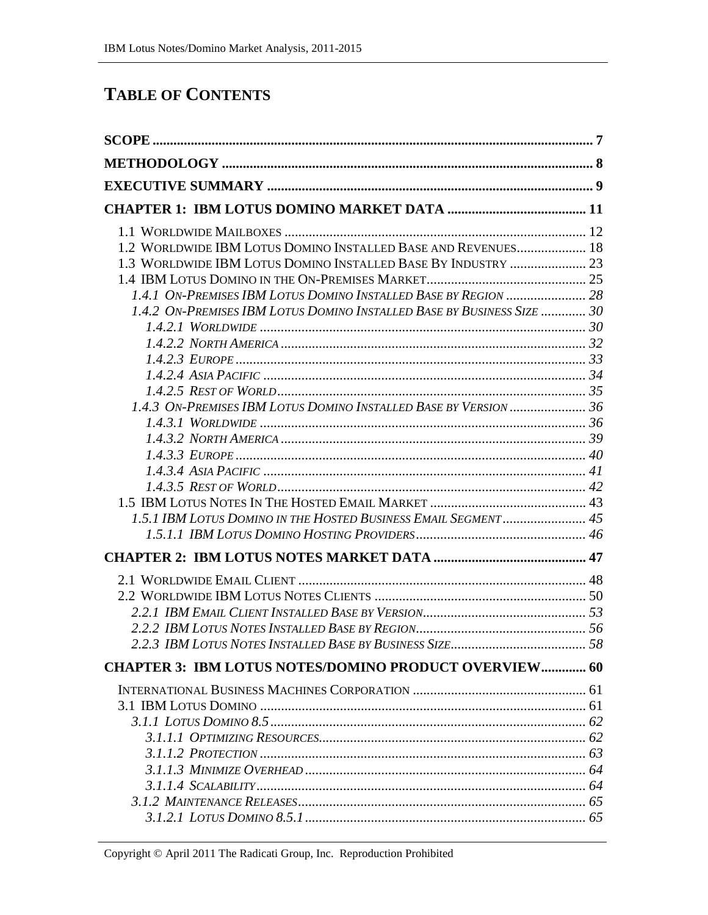# TABLE OF CONTENTS

**SCOPE** ........................................................................................................................ 7

**METHODOLOGY** ....................................................................................................... 8

**EXECUTIVE SUMMARY** ........................................................................................... 9

**CHAPTER 1: IBM LOTUS DOMINO MARKET DATA** ........................................ 11

1.1 WORLDWIDE MAILBOXES ..................................................................................... 12
1.2 WORLDWIDE IBM LOTUS DOMINO INSTALLED BASE AND REVENUES.................... 18
1.3 WORLDWIDE IBM LOTUS DOMINO INSTALLED BASE BY INDUSTRY ...................... 23
1.4 IBM LOTUS DOMINO IN THE ON-PREMISES MARKET............................................. 25
*1.4.1 ON-PREMISES IBM LOTUS DOMINO INSTALLED BASE BY REGION ....................... 28*
*1.4.2 ON-PREMISES IBM LOTUS DOMINO INSTALLED BASE BY BUSINESS SIZE ............. 30*
*1.4.2.1 WORLDWIDE ............................................................................................ 30*
*1.4.2.2 NORTH AMERICA ...................................................................................... 32*
*1.4.2.3 EUROPE ................................................................................................... 33*
*1.4.2.4 ASIA PACIFIC ........................................................................................... 34*
*1.4.2.5 REST OF WORLD ....................................................................................... 35*
*1.4.3 ON-PREMISES IBM LOTUS DOMINO INSTALLED BASE BY VERSION ...................... 36*
*1.4.3.1 WORLDWIDE ............................................................................................ 36*
*1.4.3.2 NORTH AMERICA ...................................................................................... 39*
*1.4.3.3 EUROPE ................................................................................................... 40*
*1.4.3.4 ASIA PACIFIC ........................................................................................... 41*
*1.4.3.5 REST OF WORLD ....................................................................................... 42*
1.5 IBM LOTUS NOTES IN THE HOSTED EMAIL MARKET ............................................ 43
*1.5.1 IBM LOTUS DOMINO IN THE HOSTED BUSINESS EMAIL SEGMENT ........................ 45*
*1.5.1.1 IBM LOTUS DOMINO HOSTING PROVIDERS ................................................. 46*

**CHAPTER 2: IBM LOTUS NOTES MARKET DATA** ........................................... 47

2.1 WORLDWIDE EMAIL CLIENT .................................................................................. 48
2.2 WORLDWIDE IBM LOTUS NOTES CLIENTS ............................................................ 50
*2.2.1 IBM EMAIL CLIENT INSTALLED BASE BY VERSION ............................................... 53*
*2.2.2 IBM LOTUS NOTES INSTALLED BASE BY REGION ................................................. 56*
*2.2.3 IBM LOTUS NOTES INSTALLED BASE BY BUSINESS SIZE ....................................... 58*

**CHAPTER 3: IBM LOTUS NOTES/DOMINO PRODUCT OVERVIEW** ............ 60

INTERNATIONAL BUSINESS MACHINES CORPORATION ................................................. 61
3.1 IBM LOTUS DOMINO ............................................................................................. 61
*3.1.1 LOTUS DOMINO 8.5 .......................................................................................... 62*
*3.1.1.1 OPTIMIZING RESOURCES ............................................................................ 62*
*3.1.1.2 PROTECTION ............................................................................................. 63*
*3.1.1.3 MINIMIZE OVERHEAD ................................................................................ 64*
*3.1.1.4 SCALABILITY ............................................................................................. 64*
*3.1.2 MAINTENANCE RELEASES .................................................................................. 65*
*3.1.2.1 LOTUS DOMINO 8.5.1 ................................................................................ 65*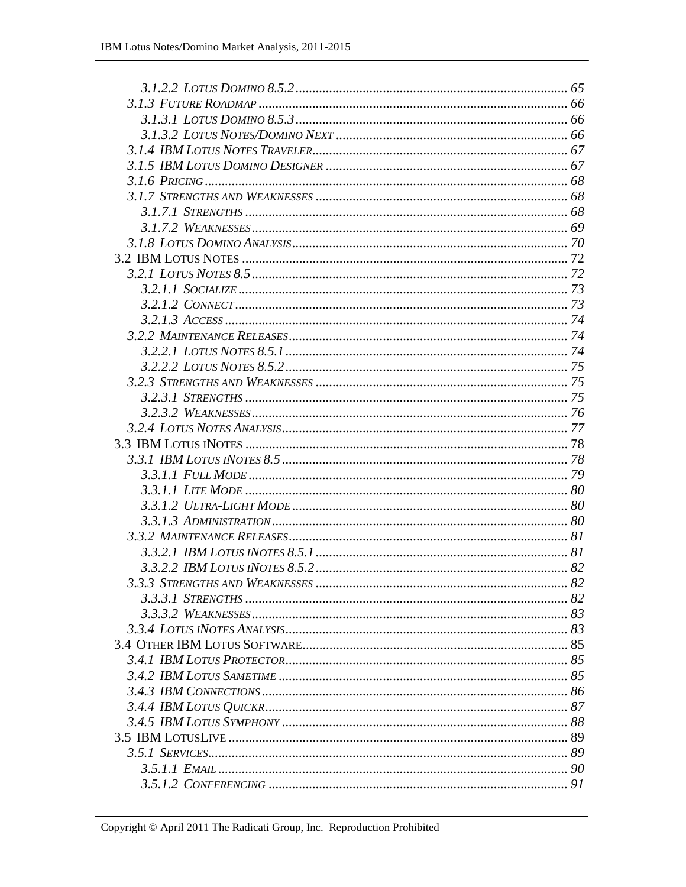3.1.2.2 Lotus Domino 8.5.2 ........ 65
3.1.3 Future Roadmap ........ 66
3.1.3.1 Lotus Domino 8.5.3 ........ 66
3.1.3.2 Lotus Notes/Domino Next ........ 66
3.1.4 IBM Lotus Notes Traveler ........ 67
3.1.5 IBM Lotus Domino Designer ........ 67
3.1.6 Pricing ........ 68
3.1.7 Strengths and Weaknesses ........ 68
3.1.7.1 Strengths ........ 68
3.1.7.2 Weaknesses ........ 69
3.1.8 Lotus Domino Analysis ........ 70
3.2 IBM Lotus Notes ........ 72
3.2.1 Lotus Notes 8.5 ........ 72
3.2.1.1 Socialize ........ 73
3.2.1.2 Connect ........ 73
3.2.1.3 Access ........ 74
3.2.2 Maintenance Releases ........ 74
3.2.2.1 Lotus Notes 8.5.1 ........ 74
3.2.2.2 Lotus Notes 8.5.2 ........ 75
3.2.3 Strengths and Weaknesses ........ 75
3.2.3.1 Strengths ........ 75
3.2.3.2 Weaknesses ........ 76
3.2.4 Lotus Notes Analysis ........ 77
3.3 IBM Lotus iNotes ........ 78
3.3.1 IBM Lotus iNotes 8.5 ........ 78
3.3.1.1 Full Mode ........ 79
3.3.1.1 Lite Mode ........ 80
3.3.1.2 Ultra-Light Mode ........ 80
3.3.1.3 Administration ........ 80
3.3.2 Maintenance Releases ........ 81
3.3.2.1 IBM Lotus iNotes 8.5.1 ........ 81
3.3.2.2 IBM Lotus iNotes 8.5.2 ........ 82
3.3.3 Strengths and Weaknesses ........ 82
3.3.3.1 Strengths ........ 82
3.3.3.2 Weaknesses ........ 83
3.3.4 Lotus iNotes Analysis ........ 83
3.4 Other IBM Lotus Software ........ 85
3.4.1 IBM Lotus Protector ........ 85
3.4.2 IBM Lotus Sametime ........ 85
3.4.3 IBM Connections ........ 86
3.4.4 IBM Lotus Quickr ........ 87
3.4.5 IBM Lotus Symphony ........ 88
3.5 IBM LotusLive ........ 89
3.5.1 Services ........ 89
3.5.1.1 Email ........ 90
3.5.1.2 Conferencing ........ 91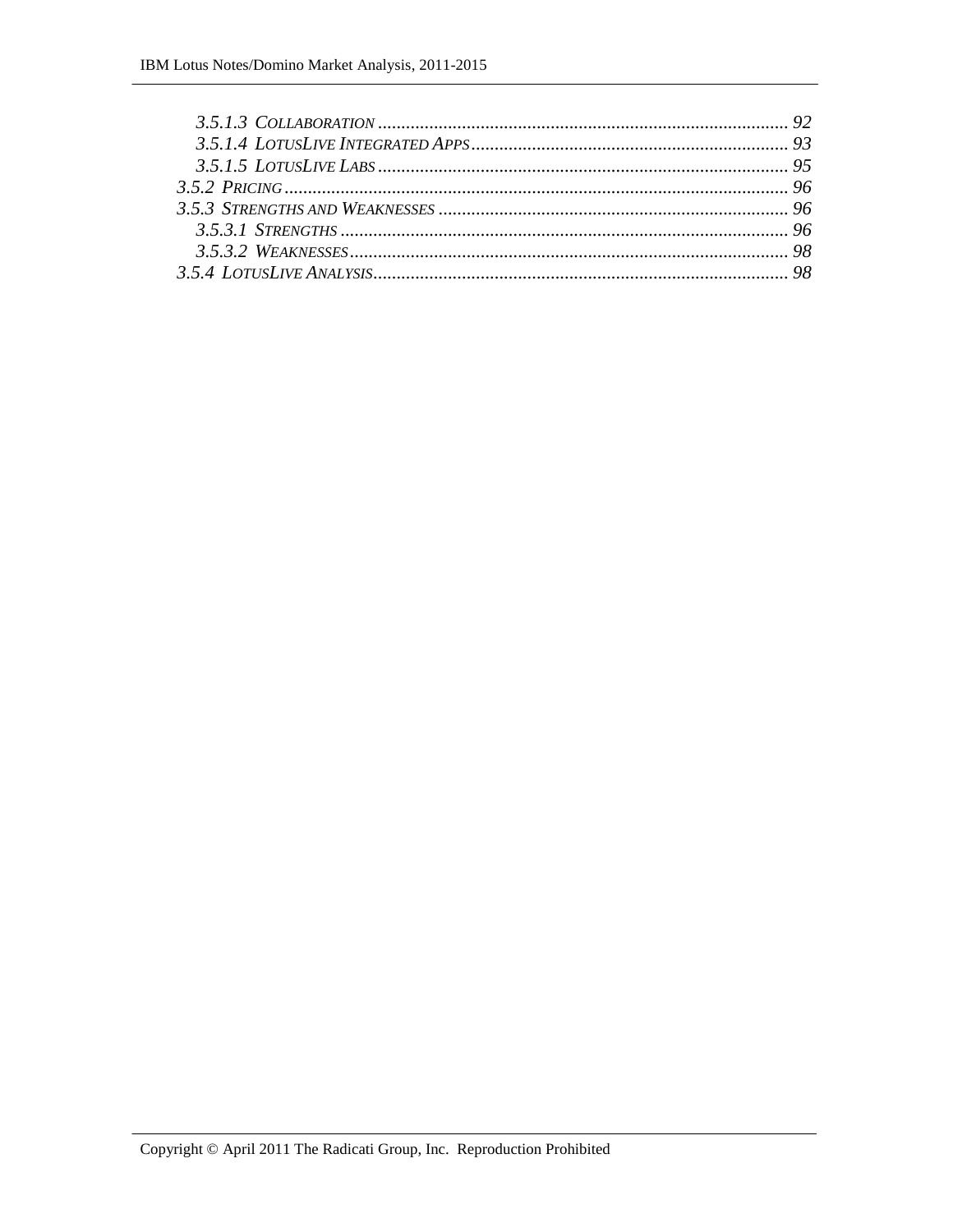*3.5.1.3 Collaboration* ........................................................................................ *92*
*3.5.1.4 LotusLive Integrated Apps* .................................................................... *93*
*3.5.1.5 LotusLive Labs* ........................................................................................ *95*
*3.5.2 Pricing* ........................................................................................................... *96*
*3.5.3 Strengths and Weaknesses* .......................................................................... *96*
*3.5.3.1 Strengths* ............................................................................................... *96*
*3.5.3.2 Weaknesses* ............................................................................................. *98*
*3.5.4 LotusLive Analysis* ........................................................................................ *98*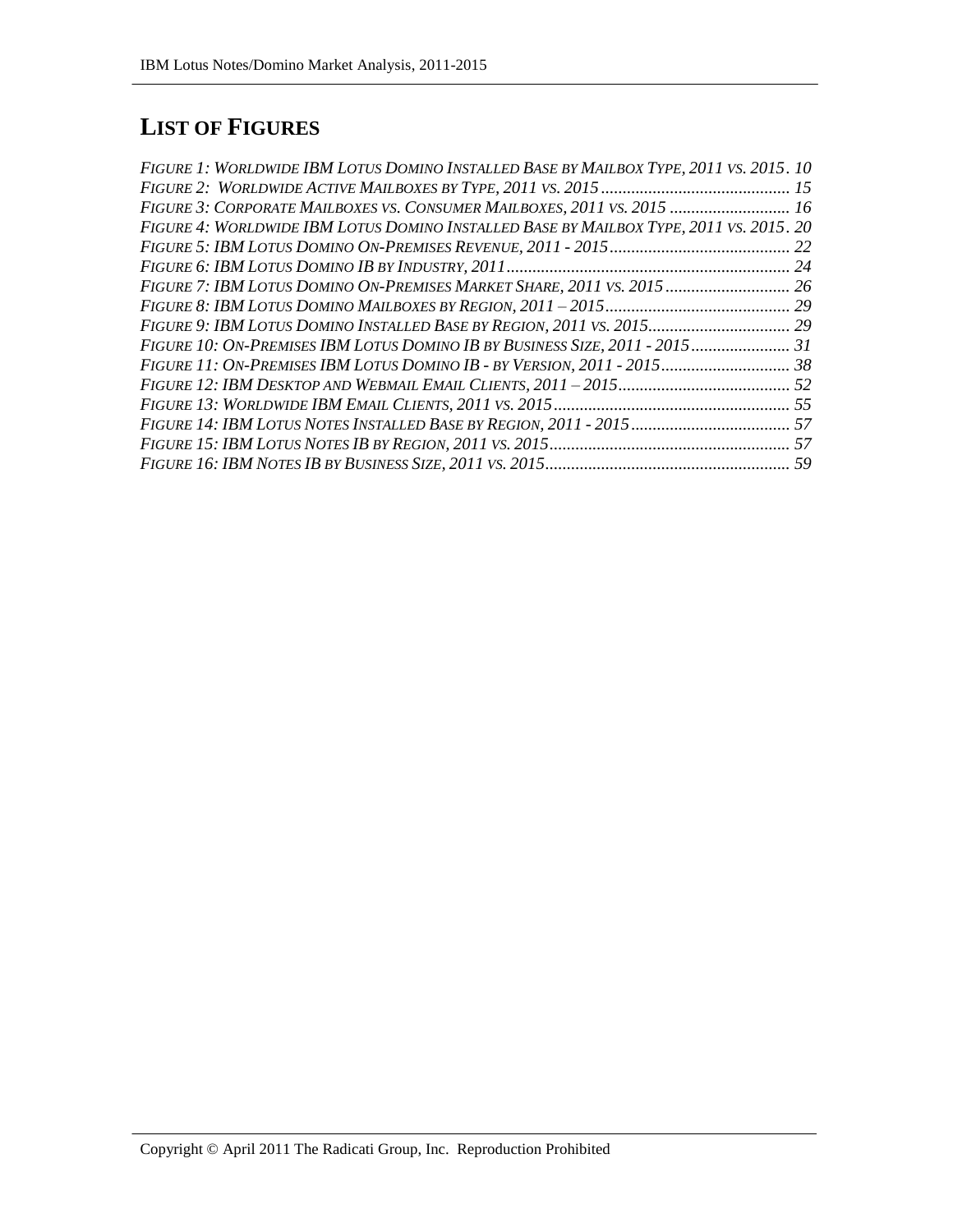# LIST OF FIGURES

*FIGURE 1: WORLDWIDE IBM LOTUS DOMINO INSTALLED BASE BY MAILBOX TYPE, 2011 VS. 2015 . 10*
*FIGURE 2: WORLDWIDE ACTIVE MAILBOXES BY TYPE, 2011 VS. 2015 ........................................... 15*
*FIGURE 3: CORPORATE MAILBOXES VS. CONSUMER MAILBOXES, 2011 VS. 2015 ............................ 16*
*FIGURE 4: WORLDWIDE IBM LOTUS DOMINO INSTALLED BASE BY MAILBOX TYPE, 2011 VS. 2015 . 20*
*FIGURE 5: IBM LOTUS DOMINO ON-PREMISES REVENUE, 2011 - 2015 .......................................... 22*
*FIGURE 6: IBM LOTUS DOMINO IB BY INDUSTRY, 2011 .................................................................. 24*
*FIGURE 7: IBM LOTUS DOMINO ON-PREMISES MARKET SHARE, 2011 VS. 2015 ............................. 26*
*FIGURE 8: IBM LOTUS DOMINO MAILBOXES BY REGION, 2011 – 2015 ........................................... 29*
*FIGURE 9: IBM LOTUS DOMINO INSTALLED BASE BY REGION, 2011 VS. 2015 ................................. 29*
*FIGURE 10: ON-PREMISES IBM LOTUS DOMINO IB BY BUSINESS SIZE, 2011 - 2015 ....................... 31*
*FIGURE 11: ON-PREMISES IBM LOTUS DOMINO IB - BY VERSION, 2011 - 2015 .............................. 38*
*FIGURE 12: IBM DESKTOP AND WEBMAIL EMAIL CLIENTS, 2011 – 2015 ........................................ 52*
*FIGURE 13: WORLDWIDE IBM EMAIL CLIENTS, 2011 VS. 2015 ....................................................... 55*
*FIGURE 14: IBM LOTUS NOTES INSTALLED BASE BY REGION, 2011 - 2015 ..................................... 57*
*FIGURE 15: IBM LOTUS NOTES IB BY REGION, 2011 VS. 2015 ........................................................ 57*
*FIGURE 16: IBM NOTES IB BY BUSINESS SIZE, 2011 VS. 2015 ......................................................... 59*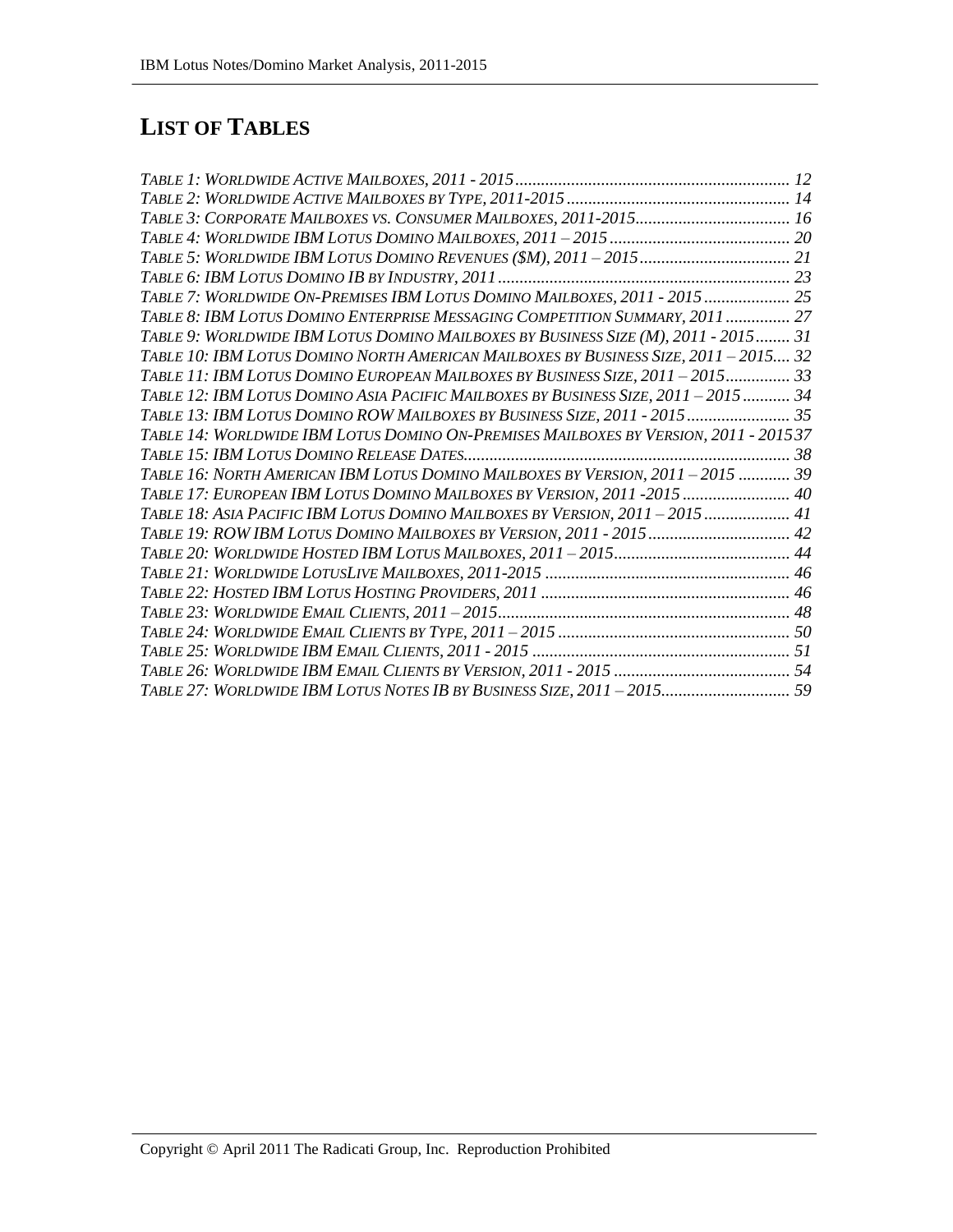# LIST OF TABLES

*TABLE 1: WORLDWIDE ACTIVE MAILBOXES, 2011 - 2015* ................................................................ 12
*TABLE 2: WORLDWIDE ACTIVE MAILBOXES BY TYPE, 2011-2015* .................................................... 14
*TABLE 3: CORPORATE MAILBOXES VS. CONSUMER MAILBOXES, 2011-2015*.................................... 16
*TABLE 4: WORLDWIDE IBM LOTUS DOMINO MAILBOXES, 2011 – 2015* .......................................... 20
*TABLE 5: WORLDWIDE IBM LOTUS DOMINO REVENUES ($M), 2011 – 2015*................................... 21
*TABLE 6: IBM LOTUS DOMINO IB BY INDUSTRY, 2011* .................................................................... 23
*TABLE 7: WORLDWIDE ON-PREMISES IBM LOTUS DOMINO MAILBOXES, 2011 - 2015* .................... 25
*TABLE 8: IBM LOTUS DOMINO ENTERPRISE MESSAGING COMPETITION SUMMARY, 2011* ............... 27
*TABLE 9: WORLDWIDE IBM LOTUS DOMINO MAILBOXES BY BUSINESS SIZE (M), 2011 - 2015*......... 31
*TABLE 10: IBM LOTUS DOMINO NORTH AMERICAN MAILBOXES BY BUSINESS SIZE, 2011 – 2015*.... 32
*TABLE 11: IBM LOTUS DOMINO EUROPEAN MAILBOXES BY BUSINESS SIZE, 2011 – 2015*............... 33
*TABLE 12: IBM LOTUS DOMINO ASIA PACIFIC MAILBOXES BY BUSINESS SIZE, 2011 – 2015* ........... 34
*TABLE 13: IBM LOTUS DOMINO ROW MAILBOXES BY BUSINESS SIZE, 2011 - 2015* ........................ 35
*TABLE 14: WORLDWIDE IBM LOTUS DOMINO ON-PREMISES MAILBOXES BY VERSION, 2011 - 2015* 37
*TABLE 15: IBM LOTUS DOMINO RELEASE DATES*............................................................................ 38
*TABLE 16: NORTH AMERICAN IBM LOTUS DOMINO MAILBOXES BY VERSION, 2011 – 2015* ............ 39
*TABLE 17: EUROPEAN IBM LOTUS DOMINO MAILBOXES BY VERSION, 2011 -2015* ......................... 40
*TABLE 18: ASIA PACIFIC IBM LOTUS DOMINO MAILBOXES BY VERSION, 2011 – 2015* .................... 41
*TABLE 19: ROW IBM LOTUS DOMINO MAILBOXES BY VERSION, 2011 - 2015* ................................. 42
*TABLE 20: WORLDWIDE HOSTED IBM LOTUS MAILBOXES, 2011 – 2015*......................................... 44
*TABLE 21: WORLDWIDE LOTUSLIVE MAILBOXES, 2011-2015* ......................................................... 46
*TABLE 22: HOSTED IBM LOTUS HOSTING PROVIDERS, 2011* .......................................................... 46
*TABLE 23: WORLDWIDE EMAIL CLIENTS, 2011 – 2015*.................................................................... 48
*TABLE 24: WORLDWIDE EMAIL CLIENTS BY TYPE, 2011 – 2015* ...................................................... 50
*TABLE 25: WORLDWIDE IBM EMAIL CLIENTS, 2011 - 2015* ............................................................ 51
*TABLE 26: WORLDWIDE IBM EMAIL CLIENTS BY VERSION, 2011 - 2015* ......................................... 54
*TABLE 27: WORLDWIDE IBM LOTUS NOTES IB BY BUSINESS SIZE, 2011 – 2015*............................. 59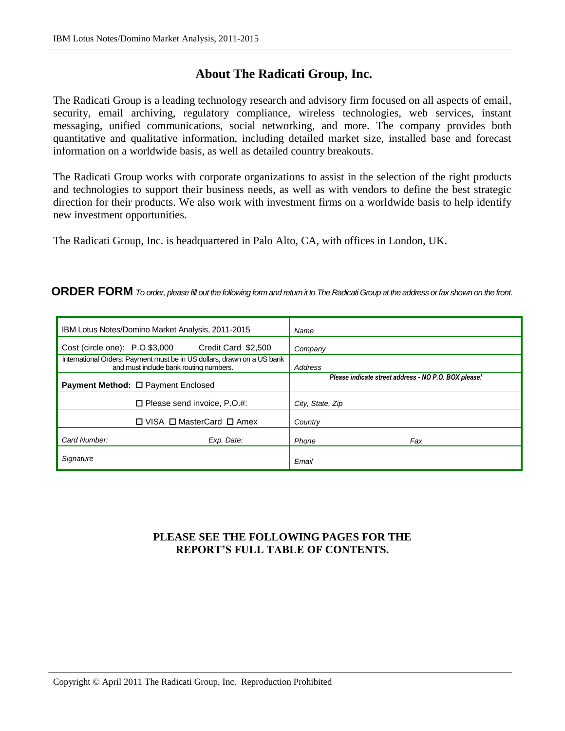## About The Radicati Group, Inc.

The Radicati Group is a leading technology research and advisory firm focused on all aspects of email, security, email archiving, regulatory compliance, wireless technologies, web services, instant messaging, unified communications, social networking, and more. The company provides both quantitative and qualitative information, including detailed market size, installed base and forecast information on a worldwide basis, as well as detailed country breakouts.

The Radicati Group works with corporate organizations to assist in the selection of the right products and technologies to support their business needs, as well as with vendors to define the best strategic direction for their products. We also work with investment firms on a worldwide basis to help identify new investment opportunities.

The Radicati Group, Inc. is headquartered in Palo Alto, CA, with offices in London, UK.

**ORDER FORM** *To order, please fill out the following form and return it to The Radicati Group at the address or fax shown on the front.*

| | |
|---|---|
| IBM Lotus Notes/Domino Market Analysis, 2011-2015 | *Name* |
| Cost (circle one): P.O $3,000 Credit Card $2,500 | *Company* |
| International Orders: Payment must be in US dollars, drawn on a US bank and must include bank routing numbers. | *Address* |
| **Payment Method:** ☐ Payment Enclosed | ***Please indicate street address - NO P.O. BOX please!*** |
| ☐ Please send invoice, P.O.#: | *City, State, Zip* |
| ☐ VISA ☐ MasterCard ☐ Amex | *Country* |
| *Card Number:* *Exp. Date:* | *Phone* *Fax* |
| *Signature* | *Email* |

**PLEASE SEE THE FOLLOWING PAGES FOR THE REPORT'S FULL TABLE OF CONTENTS.**